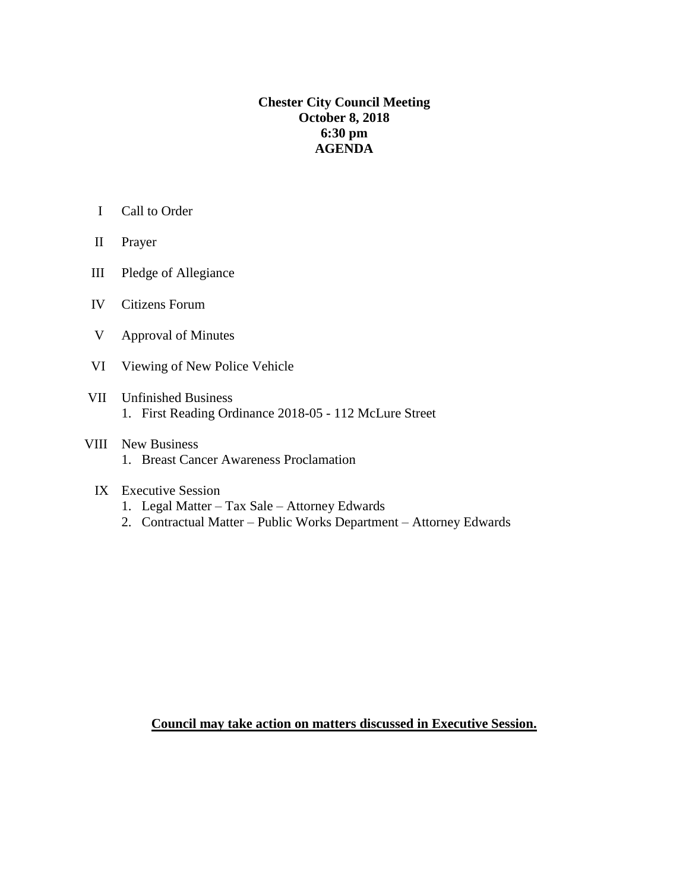**Chester City Council Meeting**
**October 8, 2018**
**6:30 pm**
**AGENDA**

I Call to Order

II Prayer

III Pledge of Allegiance

IV Citizens Forum

V Approval of Minutes

VI Viewing of New Police Vehicle

VII Unfinished Business
1. First Reading Ordinance 2018-05 - 112 McLure Street

VIII New Business
1. Breast Cancer Awareness Proclamation

IX Executive Session
1. Legal Matter – Tax Sale – Attorney Edwards
2. Contractual Matter – Public Works Department – Attorney Edwards

**Council may take action on matters discussed in Executive Session.**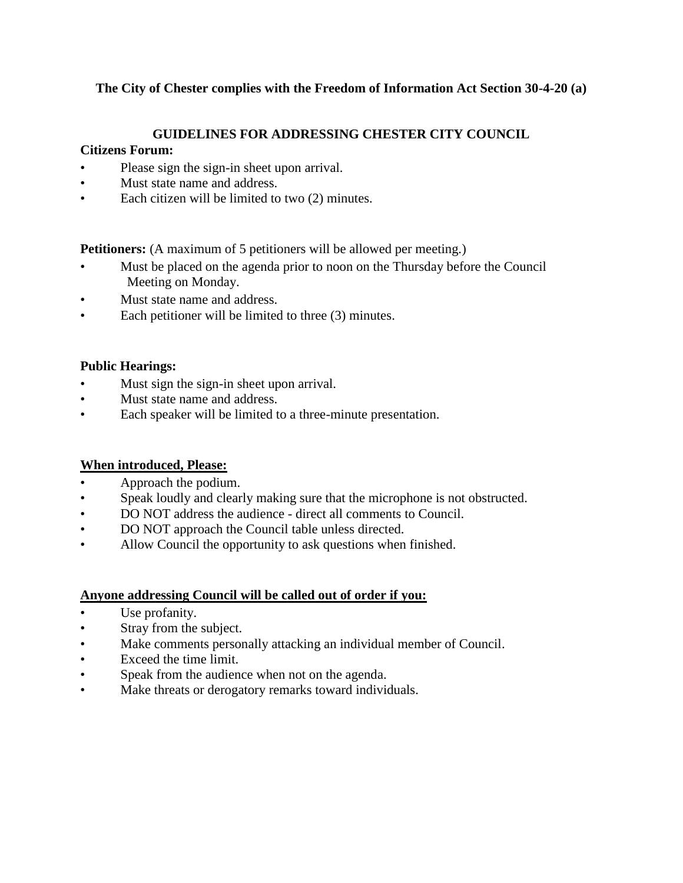**The City of Chester complies with the Freedom of Information Act Section 30-4-20 (a)**

## GUIDELINES FOR ADDRESSING CHESTER CITY COUNCIL

**Citizens Forum:**

- Please sign the sign-in sheet upon arrival.
- Must state name and address.
- Each citizen will be limited to two (2) minutes.

**Petitioners:** (A maximum of 5 petitioners will be allowed per meeting.)

- Must be placed on the agenda prior to noon on the Thursday before the Council Meeting on Monday.
- Must state name and address.
- Each petitioner will be limited to three (3) minutes.

**Public Hearings:**

- Must sign the sign-in sheet upon arrival.
- Must state name and address.
- Each speaker will be limited to a three-minute presentation.

**When introduced, Please:**

- Approach the podium.
- Speak loudly and clearly making sure that the microphone is not obstructed.
- DO NOT address the audience - direct all comments to Council.
- DO NOT approach the Council table unless directed.
- Allow Council the opportunity to ask questions when finished.

**Anyone addressing Council will be called out of order if you:**

- Use profanity.
- Stray from the subject.
- Make comments personally attacking an individual member of Council.
- Exceed the time limit.
- Speak from the audience when not on the agenda.
- Make threats or derogatory remarks toward individuals.